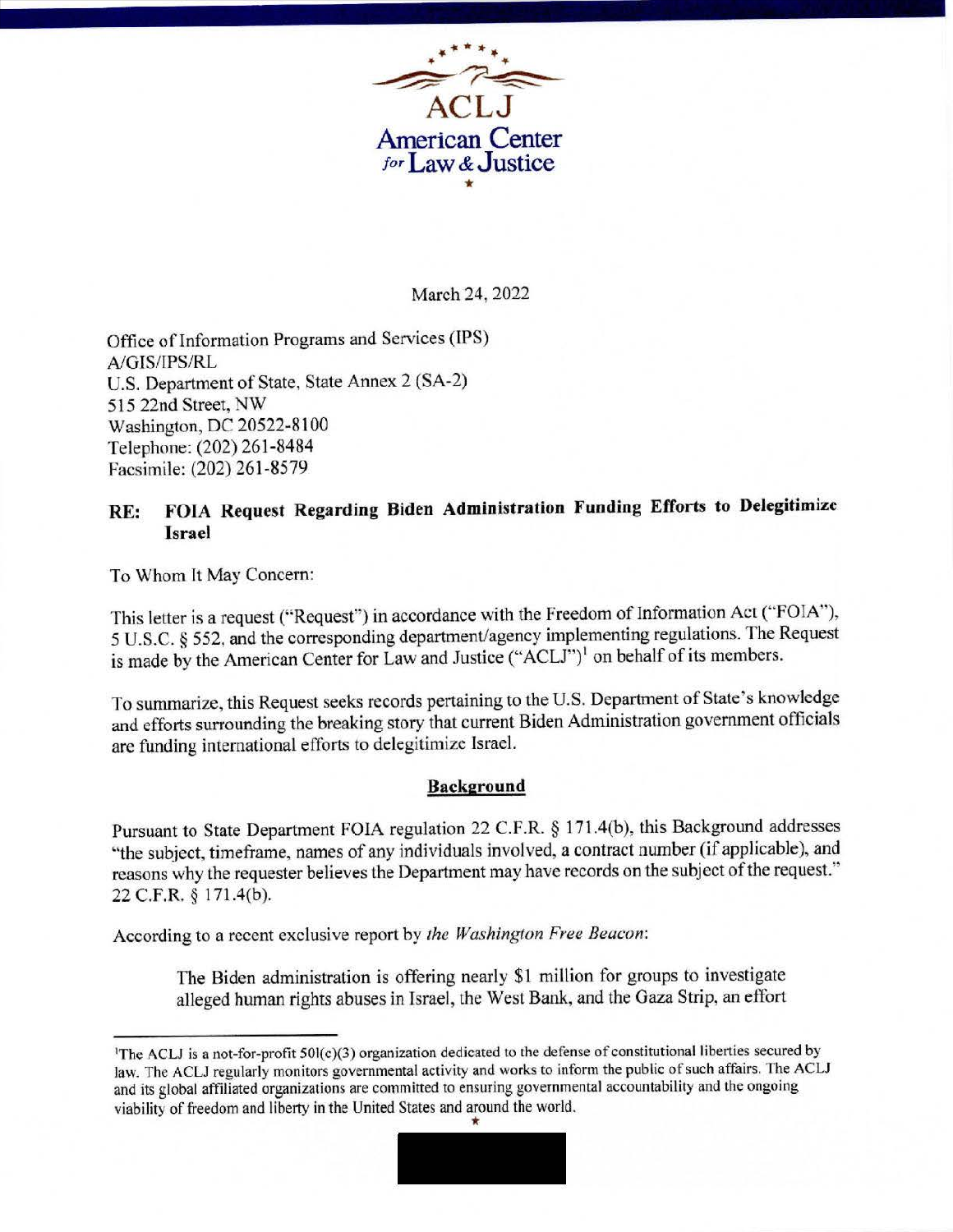ACLJ
American Center *for* Law & Justice

March 24, 2022

Office of Information Programs and Services (IPS)
A/GIS/IPS/RL
U.S. Department of State, State Annex 2 (SA-2)
515 22nd Street, NW
Washington, DC 20522-8100
Telephone: (202) 261-8484
Facsimile: (202) 261-8579

**RE: FOIA Request Regarding Biden Administration Funding Efforts to Delegitimize Israel**

To Whom It May Concern:

This letter is a request ("Request") in accordance with the Freedom of Information Act ("FOIA"), 5 U.S.C. § 552, and the corresponding department/agency implementing regulations. The Request is made by the American Center for Law and Justice ("ACLJ")[1] on behalf of its members.

To summarize, this Request seeks records pertaining to the U.S. Department of State's knowledge and efforts surrounding the breaking story that current Biden Administration government officials are funding international efforts to delegitimize Israel.

**Background**

Pursuant to State Department FOIA regulation 22 C.F.R. § 171.4(b), this Background addresses "the subject, timeframe, names of any individuals involved, a contract number (if applicable), and reasons why the requester believes the Department may have records on the subject of the request." 22 C.F.R. § 171.4(b).

According to a recent exclusive report by *the Washington Free Beacon*:

> The Biden administration is offering nearly $1 million for groups to investigate alleged human rights abuses in Israel, the West Bank, and the Gaza Strip, an effort

[1] The ACLJ is a not-for-profit 501(c)(3) organization dedicated to the defense of constitutional liberties secured by law. The ACLJ regularly monitors governmental activity and works to inform the public of such affairs. The ACLJ and its global affiliated organizations are committed to ensuring governmental accountability and the ongoing viability of freedom and liberty in the United States and around the world.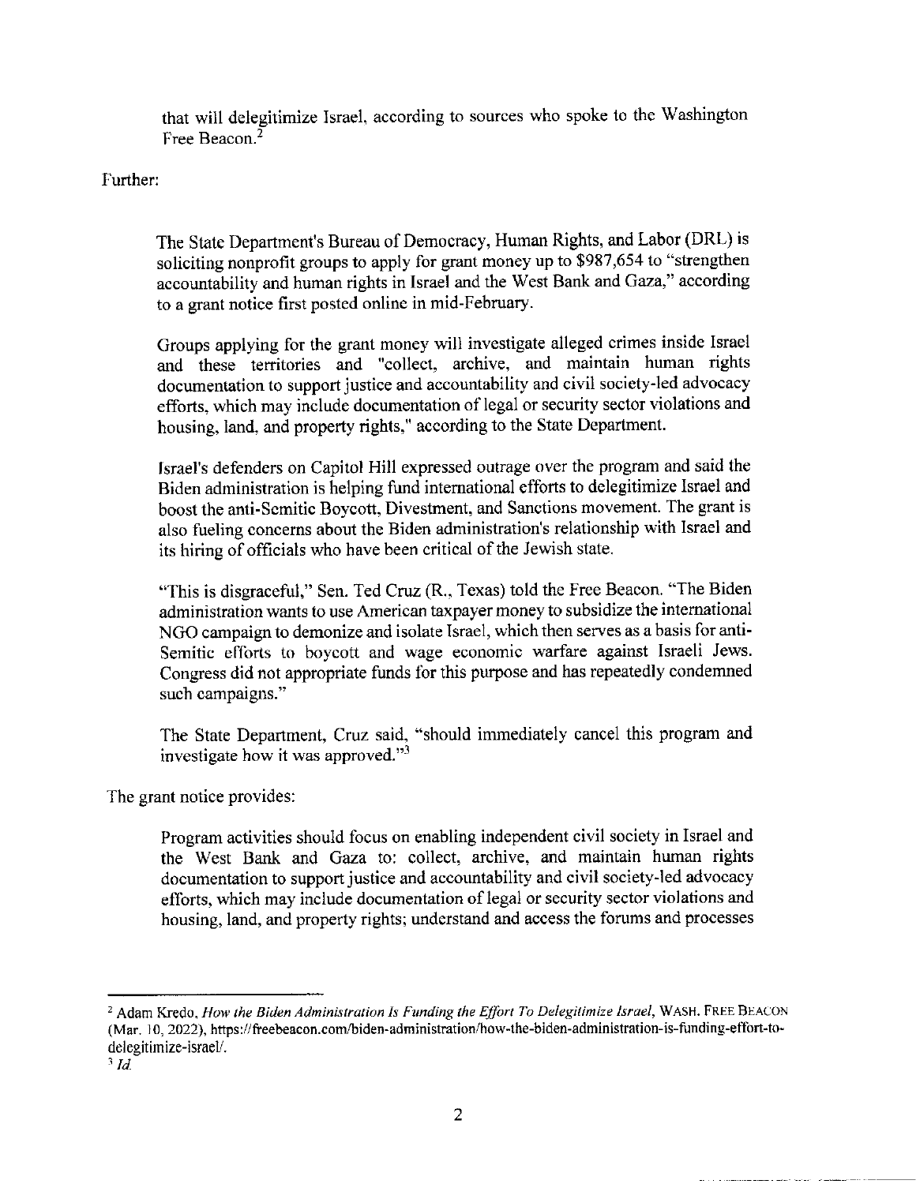> that will delegitimize Israel, according to sources who spoke to the Washington Free Beacon.[2]

Further:

> The State Department's Bureau of Democracy, Human Rights, and Labor (DRL) is soliciting nonprofit groups to apply for grant money up to $987,654 to "strengthen accountability and human rights in Israel and the West Bank and Gaza," according to a grant notice first posted online in mid-February.
>
> Groups applying for the grant money will investigate alleged crimes inside Israel and these territories and "collect, archive, and maintain human rights documentation to support justice and accountability and civil society-led advocacy efforts, which may include documentation of legal or security sector violations and housing, land, and property rights," according to the State Department.
>
> Israel's defenders on Capitol Hill expressed outrage over the program and said the Biden administration is helping fund international efforts to delegitimize Israel and boost the anti-Semitic Boycott, Divestment, and Sanctions movement. The grant is also fueling concerns about the Biden administration's relationship with Israel and its hiring of officials who have been critical of the Jewish state.
>
> "This is disgraceful," Sen. Ted Cruz (R., Texas) told the Free Beacon. "The Biden administration wants to use American taxpayer money to subsidize the international NGO campaign to demonize and isolate Israel, which then serves as a basis for anti-Semitic efforts to boycott and wage economic warfare against Israeli Jews. Congress did not appropriate funds for this purpose and has repeatedly condemned such campaigns."
>
> The State Department, Cruz said, "should immediately cancel this program and investigate how it was approved."[3]

The grant notice provides:

> Program activities should focus on enabling independent civil society in Israel and the West Bank and Gaza to: collect, archive, and maintain human rights documentation to support justice and accountability and civil society-led advocacy efforts, which may include documentation of legal or security sector violations and housing, land, and property rights; understand and access the forums and processes

---

[2] Adam Kredo, *How the Biden Administration Is Funding the Effort To Delegitimize Israel*, WASH. FREE BEACON (Mar. 10, 2022), https://freebeacon.com/biden-administration/how-the-biden-administration-is-funding-effort-to-delegitimize-israel/.

[3] *Id.*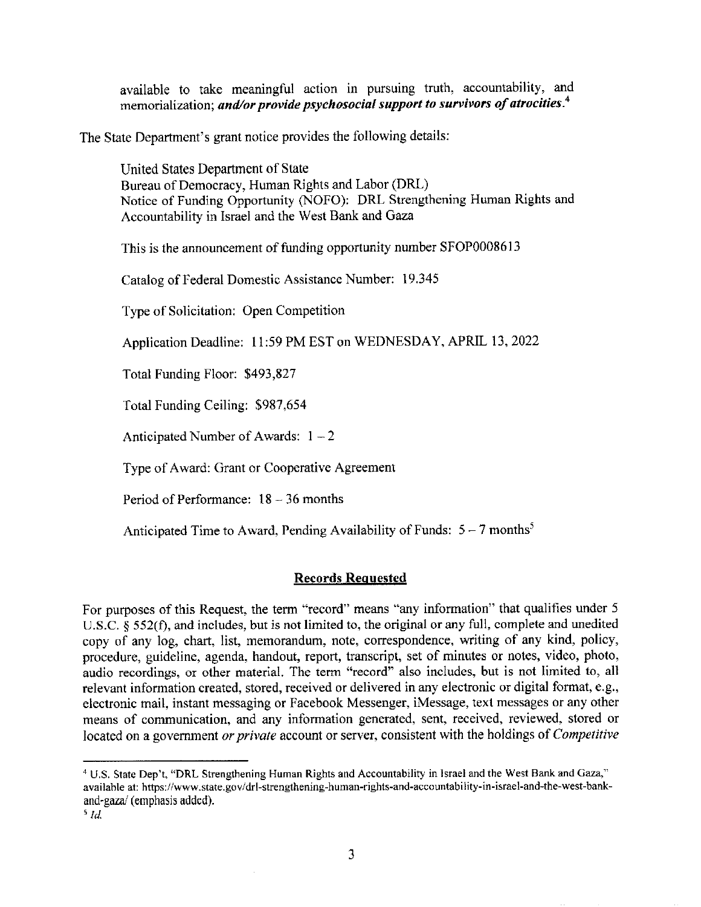available to take meaningful action in pursuing truth, accountability, and memorialization; ***and/or provide psychosocial support to survivors of atrocities***.[4]

The State Department's grant notice provides the following details:

> United States Department of State
> Bureau of Democracy, Human Rights and Labor (DRL)
> Notice of Funding Opportunity (NOFO): DRL Strengthening Human Rights and Accountability in Israel and the West Bank and Gaza
>
> This is the announcement of funding opportunity number SFOP0008613
>
> Catalog of Federal Domestic Assistance Number: 19.345
>
> Type of Solicitation: Open Competition
>
> Application Deadline: 11:59 PM EST on WEDNESDAY, APRIL 13, 2022
>
> Total Funding Floor: $493,827
>
> Total Funding Ceiling: $987,654
>
> Anticipated Number of Awards: 1 – 2
>
> Type of Award: Grant or Cooperative Agreement
>
> Period of Performance: 18 – 36 months
>
> Anticipated Time to Award, Pending Availability of Funds: 5 – 7 months[5]

## Records Requested

For purposes of this Request, the term "record" means "any information" that qualifies under 5 U.S.C. § 552(f), and includes, but is not limited to, the original or any full, complete and unedited copy of any log, chart, list, memorandum, note, correspondence, writing of any kind, policy, procedure, guideline, agenda, handout, report, transcript, set of minutes or notes, video, photo, audio recordings, or other material. The term "record" also includes, but is not limited to, all relevant information created, stored, received or delivered in any electronic or digital format, e.g., electronic mail, instant messaging or Facebook Messenger, iMessage, text messages or any other means of communication, and any information generated, sent, received, reviewed, stored or located on a government *or private* account or server, consistent with the holdings of *Competitive*

---

[4] U.S. State Dep't, "DRL Strengthening Human Rights and Accountability in Israel and the West Bank and Gaza," available at: https://www.state.gov/drl-strengthening-human-rights-and-accountability-in-israel-and-the-west-bank-and-gaza/ (emphasis added).

[5] *Id.*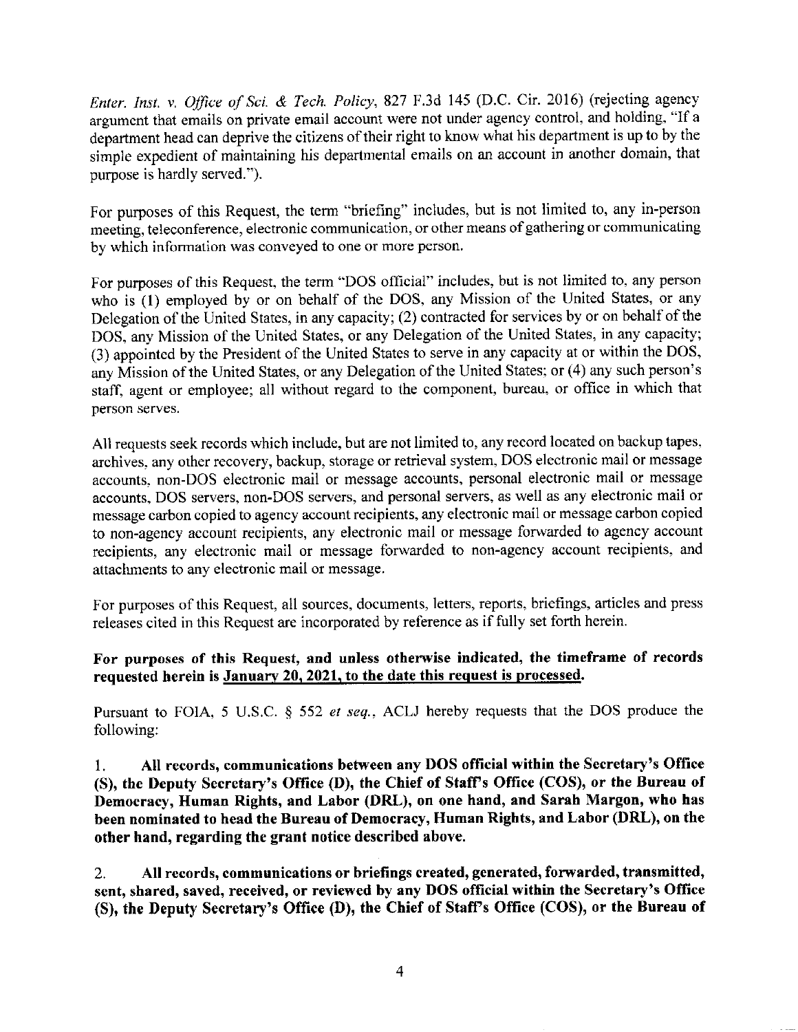*Enter. Inst. v. Office of Sci. & Tech. Policy*, 827 F.3d 145 (D.C. Cir. 2016) (rejecting agency argument that emails on private email account were not under agency control, and holding, "If a department head can deprive the citizens of their right to know what his department is up to by the simple expedient of maintaining his departmental emails on an account in another domain, that purpose is hardly served.").

For purposes of this Request, the term "briefing" includes, but is not limited to, any in-person meeting, teleconference, electronic communication, or other means of gathering or communicating by which information was conveyed to one or more person.

For purposes of this Request, the term "DOS official" includes, but is not limited to, any person who is (1) employed by or on behalf of the DOS, any Mission of the United States, or any Delegation of the United States, in any capacity; (2) contracted for services by or on behalf of the DOS, any Mission of the United States, or any Delegation of the United States, in any capacity; (3) appointed by the President of the United States to serve in any capacity at or within the DOS, any Mission of the United States, or any Delegation of the United States; or (4) any such person's staff, agent or employee; all without regard to the component, bureau, or office in which that person serves.

All requests seek records which include, but are not limited to, any record located on backup tapes, archives, any other recovery, backup, storage or retrieval system, DOS electronic mail or message accounts, non-DOS electronic mail or message accounts, personal electronic mail or message accounts, DOS servers, non-DOS servers, and personal servers, as well as any electronic mail or message carbon copied to agency account recipients, any electronic mail or message carbon copied to non-agency account recipients, any electronic mail or message forwarded to agency account recipients, any electronic mail or message forwarded to non-agency account recipients, and attachments to any electronic mail or message.

For purposes of this Request, all sources, documents, letters, reports, briefings, articles and press releases cited in this Request are incorporated by reference as if fully set forth herein.

**For purposes of this Request, and unless otherwise indicated, the timeframe of records requested herein is <u>January 20, 2021, to the date this request is processed</u>.**

Pursuant to FOIA, 5 U.S.C. § 552 *et seq.*, ACLJ hereby requests that the DOS produce the following:

1. **All records, communications between any DOS official within the Secretary's Office (S), the Deputy Secretary's Office (D), the Chief of Staff's Office (COS), or the Bureau of Democracy, Human Rights, and Labor (DRL), on one hand, and Sarah Margon, who has been nominated to head the Bureau of Democracy, Human Rights, and Labor (DRL), on the other hand, regarding the grant notice described above.**

2. **All records, communications or briefings created, generated, forwarded, transmitted, sent, shared, saved, received, or reviewed by any DOS official within the Secretary's Office (S), the Deputy Secretary's Office (D), the Chief of Staff's Office (COS), or the Bureau of**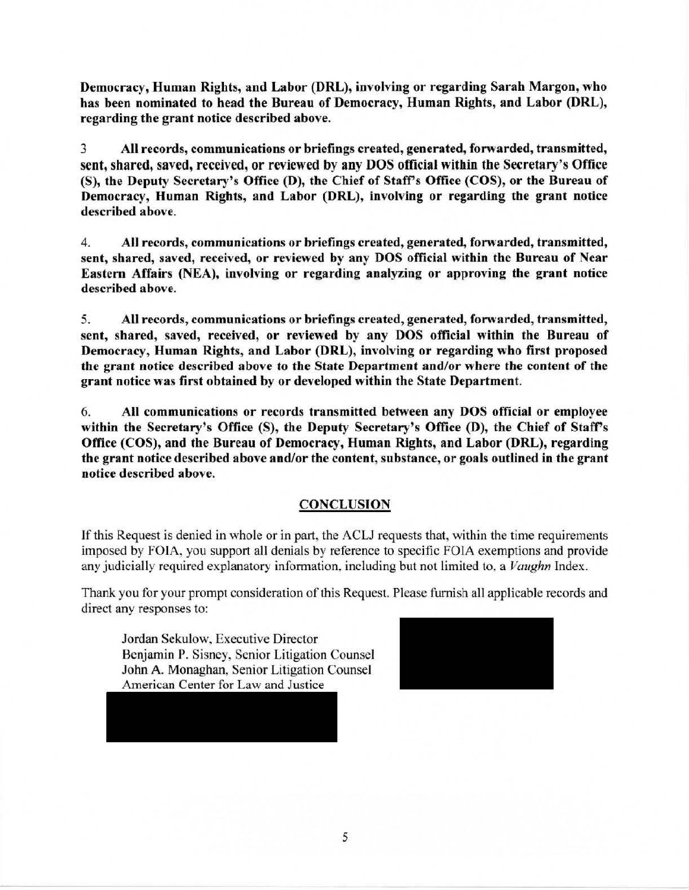**Democracy, Human Rights, and Labor (DRL), involving or regarding Sarah Margon, who has been nominated to head the Bureau of Democracy, Human Rights, and Labor (DRL), regarding the grant notice described above.**

3 **All records, communications or briefings created, generated, forwarded, transmitted, sent, shared, saved, received, or reviewed by any DOS official within the Secretary's Office (S), the Deputy Secretary's Office (D), the Chief of Staff's Office (COS), or the Bureau of Democracy, Human Rights, and Labor (DRL), involving or regarding the grant notice described above.**

4. **All records, communications or briefings created, generated, forwarded, transmitted, sent, shared, saved, received, or reviewed by any DOS official within the Bureau of Near Eastern Affairs (NEA), involving or regarding analyzing or approving the grant notice described above.**

5. **All records, communications or briefings created, generated, forwarded, transmitted, sent, shared, saved, received, or reviewed by any DOS official within the Bureau of Democracy, Human Rights, and Labor (DRL), involving or regarding who first proposed the grant notice described above to the State Department and/or where the content of the grant notice was first obtained by or developed within the State Department.**

6. **All communications or records transmitted between any DOS official or employee within the Secretary's Office (S), the Deputy Secretary's Office (D), the Chief of Staff's Office (COS), and the Bureau of Democracy, Human Rights, and Labor (DRL), regarding the grant notice described above and/or the content, substance, or goals outlined in the grant notice described above.**

## CONCLUSION

If this Request is denied in whole or in part, the ACLJ requests that, within the time requirements imposed by FOIA, you support all denials by reference to specific FOIA exemptions and provide any judicially required explanatory information, including but not limited to, a *Vaughn* Index.

Thank you for your prompt consideration of this Request. Please furnish all applicable records and direct any responses to:

Jordan Sekulow, Executive Director
Benjamin P. Sisney, Senior Litigation Counsel
John A. Monaghan, Senior Litigation Counsel
American Center for Law and Justice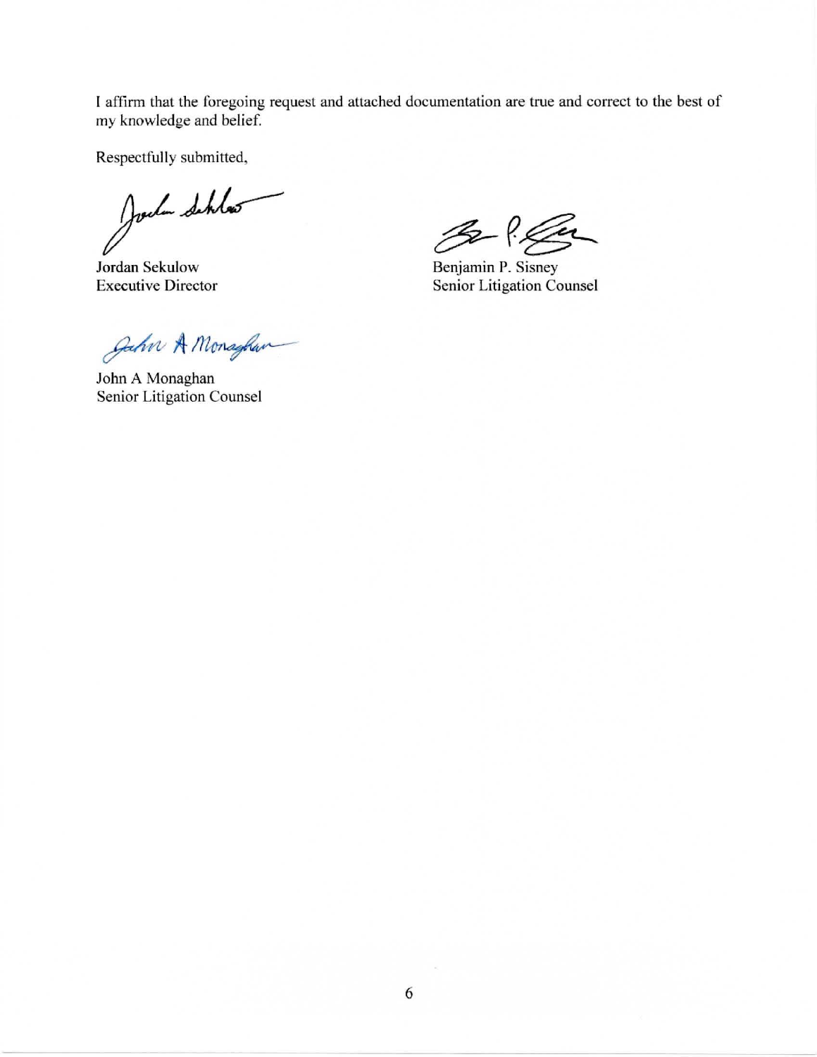I affirm that the foregoing request and attached documentation are true and correct to the best of my knowledge and belief.

Respectfully submitted,

Jordan Sekulow
Executive Director

Benjamin P. Sisney
Senior Litigation Counsel

John A Monaghan
Senior Litigation Counsel